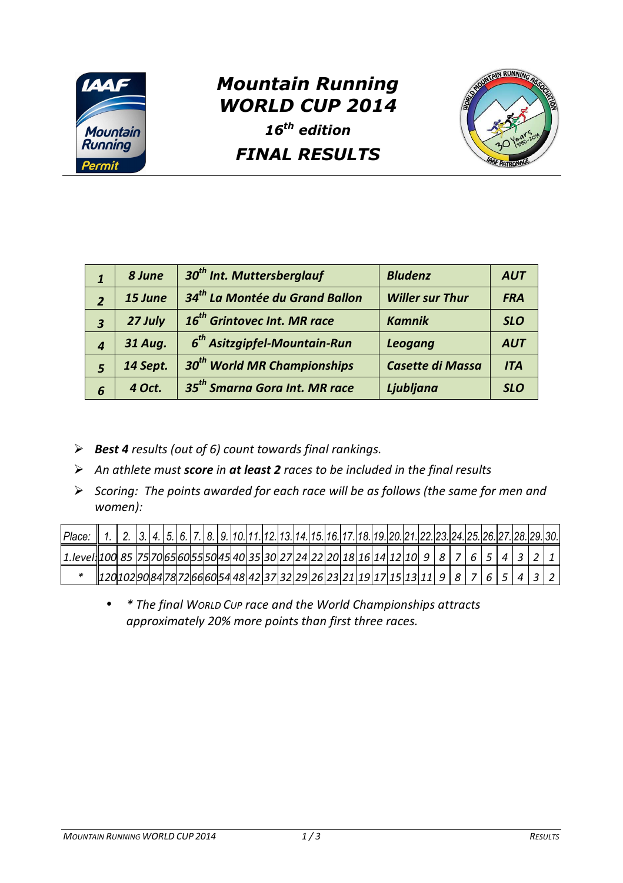# Mountain Running WORLD CUP 2014

## 16th edition

## FINAL RESULTS

| | | | | |
|---|---|---|---|---|
| **1** | **8 June** | **30th Int. Muttersberglauf** | **Bludenz** | **AUT** |
| **2** | **15 June** | **34th La Montée du Grand Ballon** | **Willer sur Thur** | **FRA** |
| **3** | **27 July** | **16th Grintovec Int. MR race** | **Kamnik** | **SLO** |
| **4** | **31 Aug.** | **6th Asitzgipfel-Mountain-Run** | **Leogang** | **AUT** |
| **5** | **14 Sept.** | **30th World MR Championships** | **Casette di Massa** | **ITA** |
| **6** | **4 Oct.** | **35th Smarna Gora Int. MR race** | **Ljubljana** | **SLO** |

- ***Best 4** results (out of 6) count towards final rankings.*
- *An athlete must **score** in **at least 2** races to be included in the final results*
- *Scoring: The points awarded for each race will be as follows (the same for men and women):*

| Place: | 1. | 2. | 3. | 4. | 5. | 6. | 7. | 8. | 9. | 10. | 11. | 12. | 13. | 14. | 15. | 16. | 17. | 18. | 19. | 20. | 21. | 22. | 23. | 24. | 25. | 26. | 27. | 28. | 29. | 30. |
|---|---|---|---|---|---|---|---|---|---|---|---|---|---|---|---|---|---|---|---|---|---|---|---|---|---|---|---|---|---|---|
| 1.level: | 100 | 85 | 75 | 70 | 65 | 60 | 55 | 50 | 45 | 40 | 35 | 30 | 27 | 24 | 22 | 20 | 18 | 16 | 14 | 12 | 10 | 9 | 8 | 7 | 6 | 5 | 4 | 3 | 2 | 1 |
| * | 120 | 102 | 90 | 84 | 78 | 72 | 66 | 60 | 54 | 48 | 42 | 37 | 32 | 29 | 26 | 23 | 21 | 19 | 17 | 15 | 13 | 11 | 9 | 8 | 7 | 6 | 5 | 4 | 3 | 2 |

- *\* The final World Cup race and the World Championships attracts approximately 20% more points than first three races.*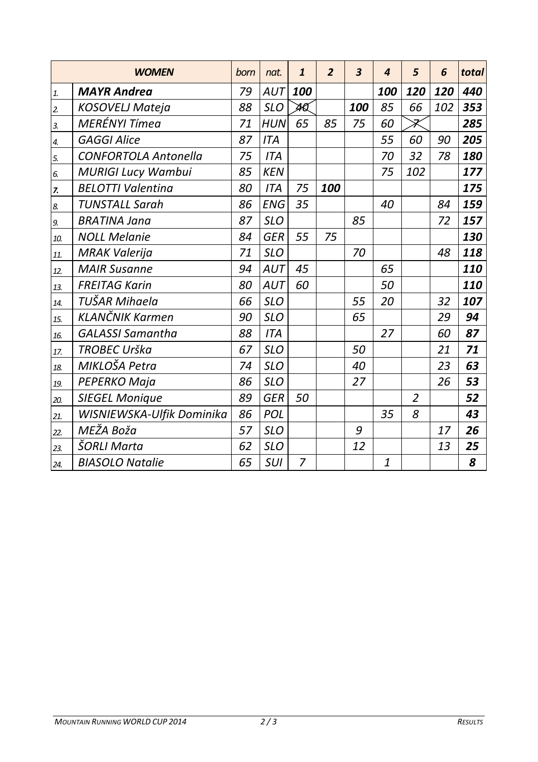| | WOMEN | born | nat. | 1 | 2 | 3 | 4 | 5 | 6 | total |
|---|---|---|---|---|---|---|---|---|---|---|
| 1. | ***MAYR Andrea*** | 79 | AUT | ***100*** | | | ***100*** | ***120*** | ***120*** | ***440*** |
| 2. | *KOSOVELJ Mateja* | 88 | SLO | ~~40~~ | | ***100*** | 85 | 66 | 102 | ***353*** |
| 3. | *MERÉNYI Tímea* | 71 | HUN | 65 | 85 | 75 | 60 | ~~7~~ | | ***285*** |
| 4. | *GAGGI Alice* | 87 | ITA | | | | 55 | 60 | 90 | ***205*** |
| 5. | *CONFORTOLA Antonella* | 75 | ITA | | | | 70 | 32 | 78 | ***180*** |
| 6. | *MURIGI Lucy Wambui* | 85 | KEN | | | | 75 | 102 | | ***177*** |
| 7. | *BELOTTI Valentina* | 80 | ITA | 75 | ***100*** | | | | | ***175*** |
| 8. | *TUNSTALL Sarah* | 86 | ENG | 35 | | | 40 | | 84 | ***159*** |
| 9. | *BRATINA Jana* | 87 | SLO | | | 85 | | | 72 | ***157*** |
| 10. | *NOLL Melanie* | 84 | GER | 55 | 75 | | | | | ***130*** |
| 11. | *MRAK Valerija* | 71 | SLO | | | 70 | | | 48 | ***118*** |
| 12. | *MAIR Susanne* | 94 | AUT | 45 | | | 65 | | | ***110*** |
| 13. | *FREITAG Karin* | 80 | AUT | 60 | | | 50 | | | ***110*** |
| 14. | *TUŠAR Mihaela* | 66 | SLO | | | 55 | 20 | | 32 | ***107*** |
| 15. | *KLANČNIK Karmen* | 90 | SLO | | | 65 | | | 29 | ***94*** |
| 16. | *GALASSI Samantha* | 88 | ITA | | | | 27 | | 60 | ***87*** |
| 17. | *TROBEC Urška* | 67 | SLO | | | 50 | | | 21 | ***71*** |
| 18. | *MIKLOŠA Petra* | 74 | SLO | | | 40 | | | 23 | ***63*** |
| 19. | *PEPERKO Maja* | 86 | SLO | | | 27 | | | 26 | ***53*** |
| 20. | *SIEGEL Monique* | 89 | GER | 50 | | | | 2 | | ***52*** |
| 21. | *WISNIEWSKA-Ulfik Dominika* | 86 | POL | | | | 35 | 8 | | ***43*** |
| 22. | *MEŽA Boža* | 57 | SLO | | | 9 | | | 17 | ***26*** |
| 23. | *ŠORLI Marta* | 62 | SLO | | | 12 | | | 13 | ***25*** |
| 24. | *BIASOLO Natalie* | 65 | SUI | 7 | | | 1 | | | ***8*** |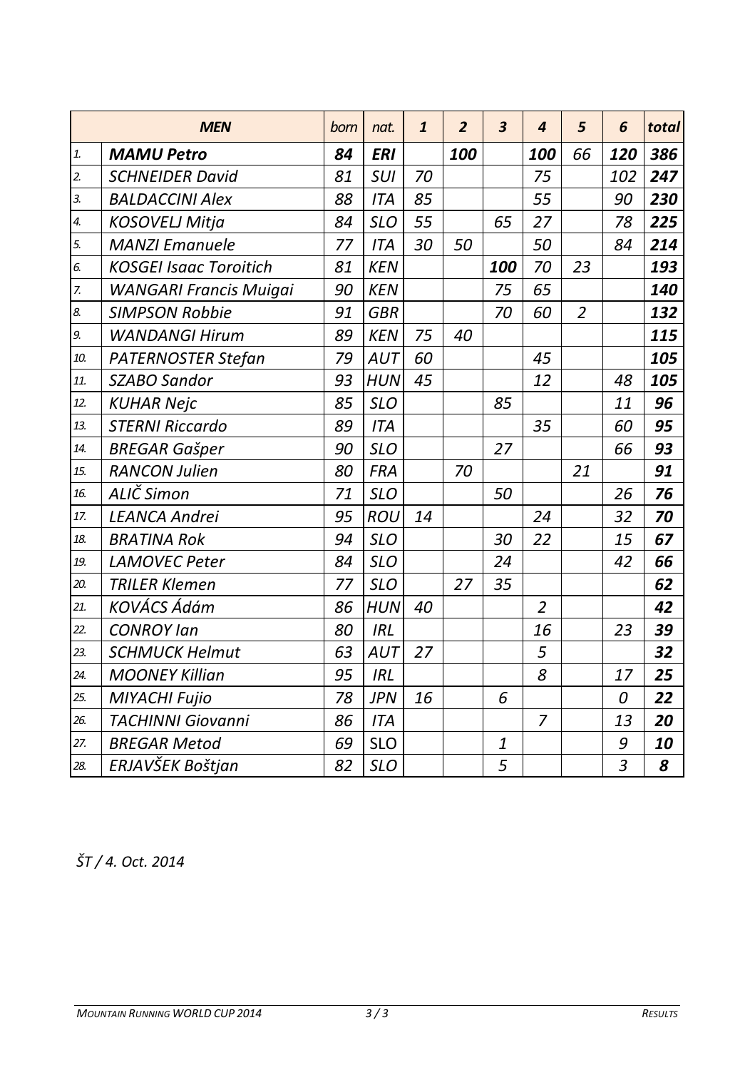| | MEN | born | nat. | 1 | 2 | 3 | 4 | 5 | 6 | total |
|---|---|---|---|---|---|---|---|---|---|---|
| 1. | **MAMU Petro** | **84** | **ERI** | | **100** | | **100** | 66 | **120** | **386** |
| 2. | *SCHNEIDER David* | *81* | *SUI* | *70* | | | *75* | | *102* | ***247*** |
| 3. | *BALDACCINI Alex* | *88* | *ITA* | *85* | | | *55* | | *90* | ***230*** |
| 4. | *KOSOVELJ Mitja* | *84* | *SLO* | *55* | | *65* | *27* | | *78* | ***225*** |
| 5. | *MANZI Emanuele* | *77* | *ITA* | *30* | *50* | | *50* | | *84* | ***214*** |
| 6. | *KOSGEI Isaac Toroitich* | *81* | *KEN* | | | ***100*** | *70* | *23* | | ***193*** |
| 7. | *WANGARI Francis Muigai* | *90* | *KEN* | | | *75* | *65* | | | ***140*** |
| 8. | *SIMPSON Robbie* | *91* | *GBR* | | | *70* | *60* | *2* | | ***132*** |
| 9. | *WANDANGI Hirum* | *89* | *KEN* | *75* | *40* | | | | | ***115*** |
| 10. | *PATERNOSTER Stefan* | *79* | *AUT* | *60* | | | *45* | | | ***105*** |
| 11. | *SZABO Sandor* | *93* | *HUN* | *45* | | | *12* | | *48* | ***105*** |
| 12. | *KUHAR Nejc* | *85* | *SLO* | | | *85* | | | *11* | ***96*** |
| 13. | *STERNI Riccardo* | *89* | *ITA* | | | | *35* | | *60* | ***95*** |
| 14. | *BREGAR Gašper* | *90* | *SLO* | | | *27* | | | *66* | ***93*** |
| 15. | *RANCON Julien* | *80* | *FRA* | | *70* | | | *21* | | ***91*** |
| 16. | *ALIČ Simon* | *71* | *SLO* | | | *50* | | | *26* | ***76*** |
| 17. | *LEANCA Andrei* | *95* | *ROU* | *14* | | | *24* | | *32* | ***70*** |
| 18. | *BRATINA Rok* | *94* | *SLO* | | | *30* | *22* | | *15* | ***67*** |
| 19. | *LAMOVEC Peter* | *84* | *SLO* | | | *24* | | | *42* | ***66*** |
| 20. | *TRILER Klemen* | *77* | *SLO* | | *27* | *35* | | | | ***62*** |
| 21. | *KOVÁCS Ádám* | *86* | *HUN* | *40* | | | *2* | | | ***42*** |
| 22. | *CONROY Ian* | *80* | *IRL* | | | | *16* | | *23* | ***39*** |
| 23. | *SCHMUCK Helmut* | *63* | *AUT* | *27* | | | *5* | | | ***32*** |
| 24. | *MOONEY Killian* | *95* | *IRL* | | | | *8* | | *17* | ***25*** |
| 25. | *MIYACHI Fujio* | *78* | *JPN* | *16* | | *6* | | | *0* | ***22*** |
| 26. | *TACHINNI Giovanni* | *86* | *ITA* | | | | *7* | | *13* | ***20*** |
| 27. | *BREGAR Metod* | *69* | SLO | | | *1* | | | *9* | ***10*** |
| 28. | *ERJAVŠEK Boštjan* | *82* | SLO | | | *5* | | | *3* | ***8*** |

*ŠT / 4. Oct. 2014*